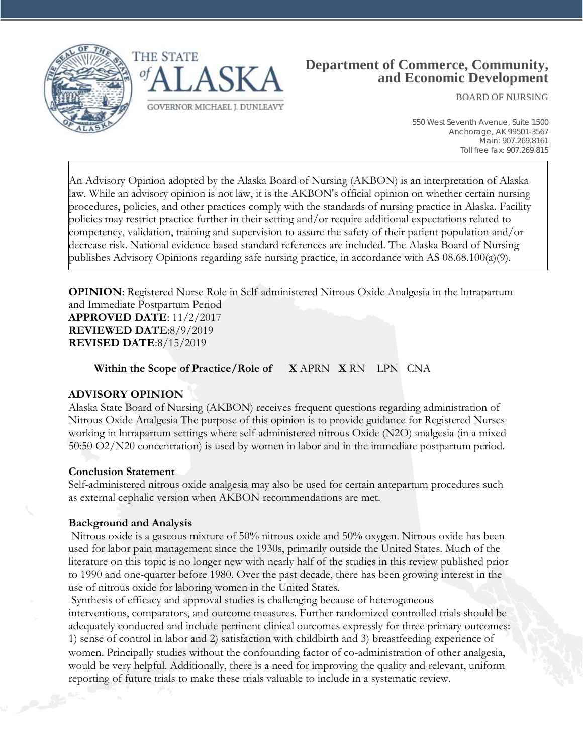# Department of Commerce, Community, and Economic Development

BOARD OF NURSING

550 West Seventh Avenue, Suite 1500
Anchorage, AK 99501-3567
Main: 907.269.8161
Toll free fax: 907.269.815

THE STATE of ALASKA
GOVERNOR MICHAEL J. DUNLEAVY

An Advisory Opinion adopted by the Alaska Board of Nursing (AKBON) is an interpretation of Alaska law. While an advisory opinion is not law, it is the AKBON's official opinion on whether certain nursing procedures, policies, and other practices comply with the standards of nursing practice in Alaska. Facility policies may restrict practice further in their setting and/or require additional expectations related to competency, validation, training and supervision to assure the safety of their patient population and/or decrease risk. National evidence based standard references are included. The Alaska Board of Nursing publishes Advisory Opinions regarding safe nursing practice, in accordance with AS 08.68.100(a)(9).

**OPINION**: Registered Nurse Role in Self-administered Nitrous Oxide Analgesia in the lntrapartum and Immediate Postpartum Period
**APPROVED DATE**: 11/2/2017
**REVIEWED DATE**:8/9/2019
**REVISED DATE**:8/15/2019

**Within the Scope of Practice/Role of** **X** APRN **X** RN LPN CNA

## ADVISORY OPINION

Alaska State Board of Nursing (AKBON) receives frequent questions regarding administration of Nitrous Oxide Analgesia The purpose of this opinion is to provide guidance for Registered Nurses working in lntrapartum settings where self-administered nitrous Oxide ($N_2O$) analgesia (in a mixed 50:50 $O_2$/N20 concentration) is used by women in labor and in the immediate postpartum period.

### Conclusion Statement

Self-administered nitrous oxide analgesia may also be used for certain antepartum procedures such as external cephalic version when AKBON recommendations are met.

### Background and Analysis

Nitrous oxide is a gaseous mixture of 50% nitrous oxide and 50% oxygen. Nitrous oxide has been used for labor pain management since the 1930s, primarily outside the United States. Much of the literature on this topic is no longer new with nearly half of the studies in this review published prior to 1990 and one-quarter before 1980. Over the past decade, there has been growing interest in the use of nitrous oxide for laboring women in the United States.

Synthesis of efficacy and approval studies is challenging because of heterogeneous interventions, comparators, and outcome measures. Further randomized controlled trials should be adequately conducted and include pertinent clinical outcomes expressly for three primary outcomes: 1) sense of control in labor and 2) satisfaction with childbirth and 3) breastfeeding experience of women. Principally studies without the confounding factor of co-administration of other analgesia, would be very helpful. Additionally, there is a need for improving the quality and relevant, uniform reporting of future trials to make these trials valuable to include in a systematic review.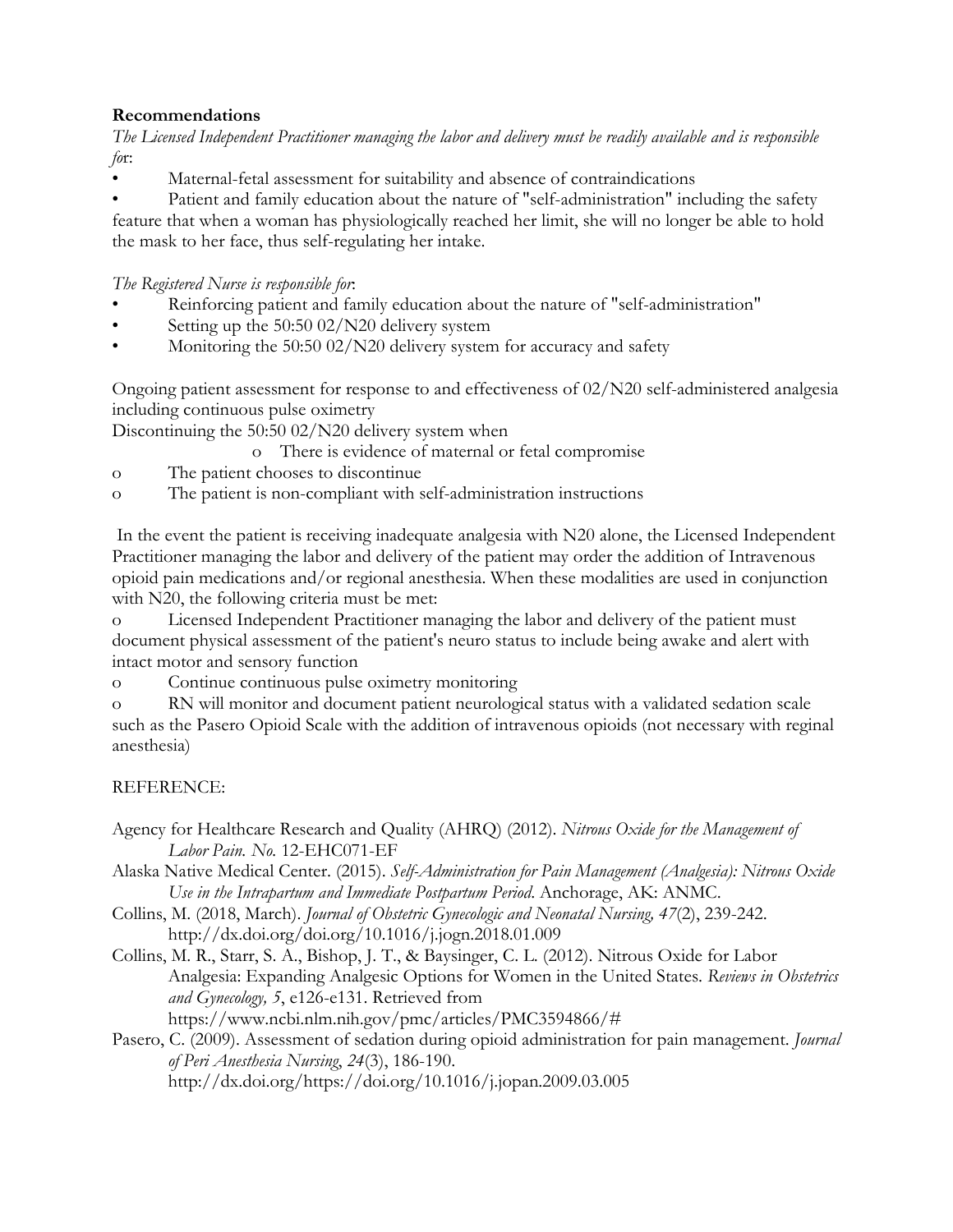**Recommendations**

*The Licensed Independent Practitioner managing the labor and delivery must be readily available and is responsible for*:

- Maternal-fetal assessment for suitability and absence of contraindications
- Patient and family education about the nature of "self-administration" including the safety feature that when a woman has physiologically reached her limit, she will no longer be able to hold the mask to her face, thus self-regulating her intake.

*The Registered Nurse is responsible for*:

- Reinforcing patient and family education about the nature of "self-administration"
- Setting up the 50:50 02/N20 delivery system
- Monitoring the 50:50 02/N20 delivery system for accuracy and safety

Ongoing patient assessment for response to and effectiveness of 02/N20 self-administered analgesia including continuous pulse oximetry

Discontinuing the 50:50 02/N20 delivery system when

- o There is evidence of maternal or fetal compromise
- o The patient chooses to discontinue
- o The patient is non-compliant with self-administration instructions

In the event the patient is receiving inadequate analgesia with N20 alone, the Licensed Independent Practitioner managing the labor and delivery of the patient may order the addition of Intravenous opioid pain medications and/or regional anesthesia. When these modalities are used in conjunction with N20, the following criteria must be met:

- o Licensed Independent Practitioner managing the labor and delivery of the patient must document physical assessment of the patient's neuro status to include being awake and alert with intact motor and sensory function
- o Continue continuous pulse oximetry monitoring
- o RN will monitor and document patient neurological status with a validated sedation scale such as the Pasero Opioid Scale with the addition of intravenous opioids (not necessary with reginal anesthesia)

REFERENCE:

Agency for Healthcare Research and Quality (AHRQ) (2012). *Nitrous Oxide for the Management of Labor Pain. No.* 12-EHC071-EF

Alaska Native Medical Center. (2015). *Self-Administration for Pain Management (Analgesia): Nitrous Oxide Use in the Intrapartum and Immediate Postpartum Period*. Anchorage, AK: ANMC.

Collins, M. (2018, March). *Journal of Obstetric Gynecologic and Neonatal Nursing, 47*(2), 239-242. http://dx.doi.org/doi.org/10.1016/j.jogn.2018.01.009

Collins, M. R., Starr, S. A., Bishop, J. T., & Baysinger, C. L. (2012). Nitrous Oxide for Labor Analgesia: Expanding Analgesic Options for Women in the United States. *Reviews in Obstetrics and Gynecology, 5*, e126-e131. Retrieved from https://www.ncbi.nlm.nih.gov/pmc/articles/PMC3594866/#

Pasero, C. (2009). Assessment of sedation during opioid administration for pain management. *Journal of Peri Anesthesia Nursing*, *24*(3), 186-190. http://dx.doi.org/https://doi.org/10.1016/j.jopan.2009.03.005